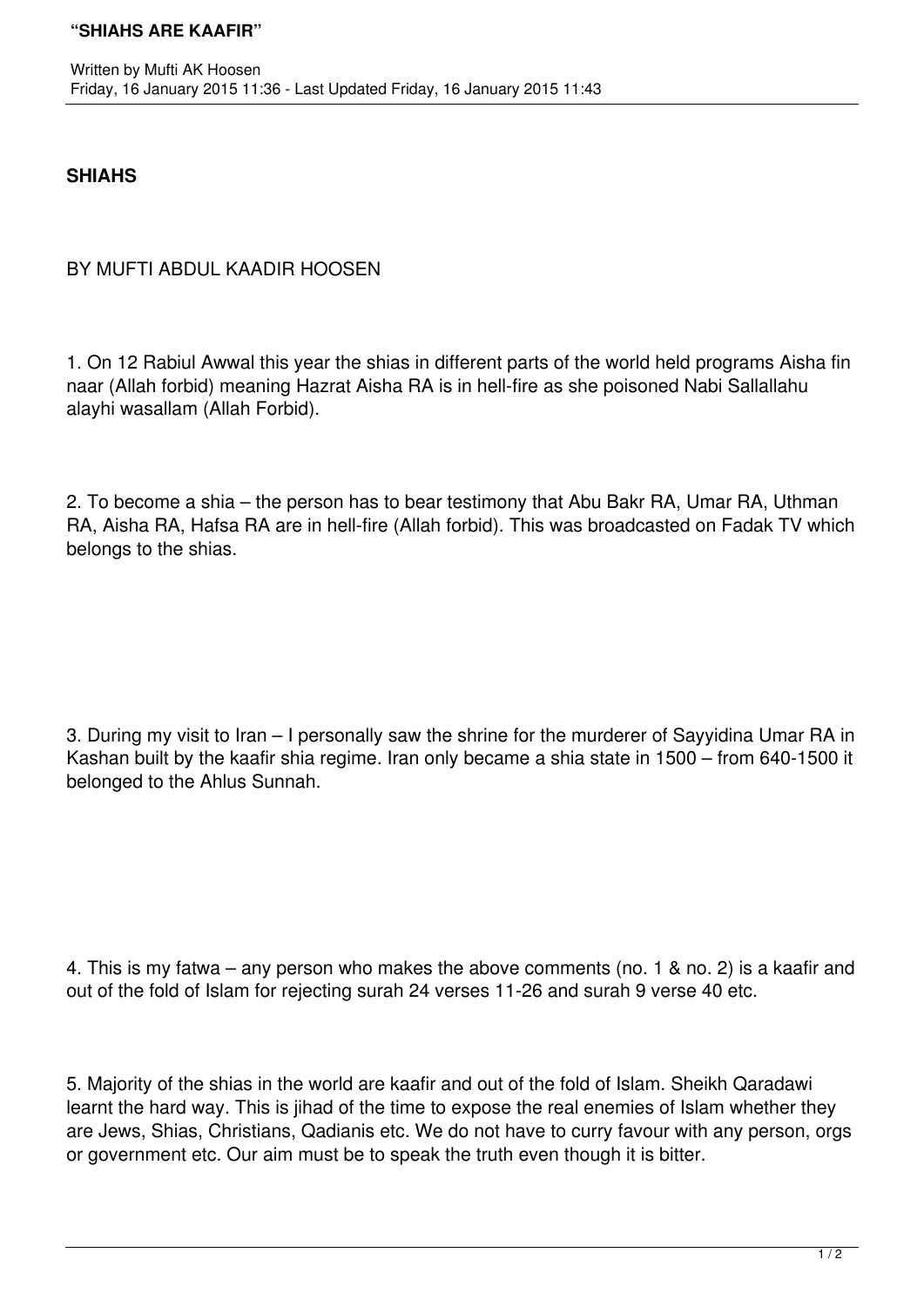# "SHIAHS ARE KAAFIR"

Written by Mufti AK Hoosen
Friday, 16 January 2015 11:36 - Last Updated Friday, 16 January 2015 11:43

**SHIAHS**

BY MUFTI ABDUL KAADIR HOOSEN

1. On 12 Rabiul Awwal this year the shias in different parts of the world held programs Aisha fin naar (Allah forbid) meaning Hazrat Aisha RA is in hell-fire as she poisoned Nabi Sallallahu alayhi wasallam (Allah Forbid).

2. To become a shia – the person has to bear testimony that Abu Bakr RA, Umar RA, Uthman RA, Aisha RA, Hafsa RA are in hell-fire (Allah forbid). This was broadcasted on Fadak TV which belongs to the shias.

3. During my visit to Iran – I personally saw the shrine for the murderer of Sayyidina Umar RA in Kashan built by the kaafir shia regime. Iran only became a shia state in 1500 – from 640-1500 it belonged to the Ahlus Sunnah.

4. This is my fatwa – any person who makes the above comments (no. 1 & no. 2) is a kaafir and out of the fold of Islam for rejecting surah 24 verses 11-26 and surah 9 verse 40 etc.

5. Majority of the shias in the world are kaafir and out of the fold of Islam. Sheikh Qaradawi learnt the hard way. This is jihad of the time to expose the real enemies of Islam whether they are Jews, Shias, Christians, Qadianis etc. We do not have to curry favour with any person, orgs or government etc. Our aim must be to speak the truth even though it is bitter.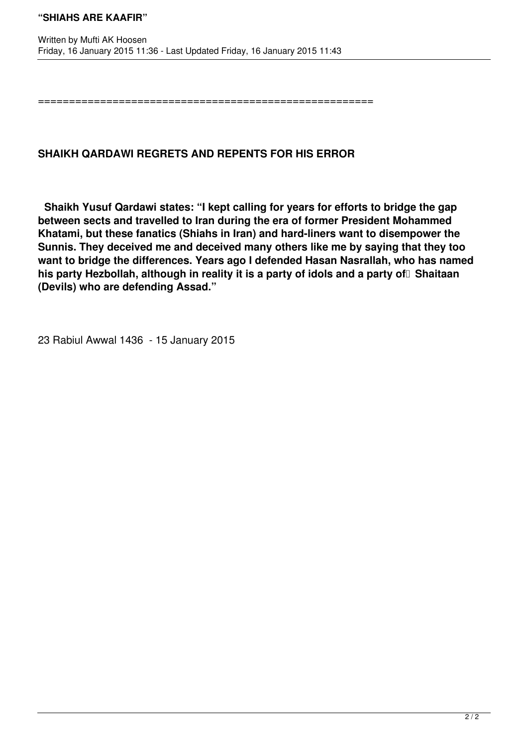=====================================================

## SHAIKH QARDAWI REGRETS AND REPENTS FOR HIS ERROR

**Shaikh Yusuf Qardawi states: "I kept calling for years for efforts to bridge the gap between sects and travelled to Iran during the era of former President Mohammed Khatami, but these fanatics (Shiahs in Iran) and hard-liners want to disempower the Sunnis. They deceived me and deceived many others like me by saying that they too want to bridge the differences. Years ago I defended Hasan Nasrallah, who has named his party Hezbollah, although in reality it is a party of idols and a party of Shaitaan (Devils) who are defending Assad."**

23 Rabiul Awwal 1436 - 15 January 2015